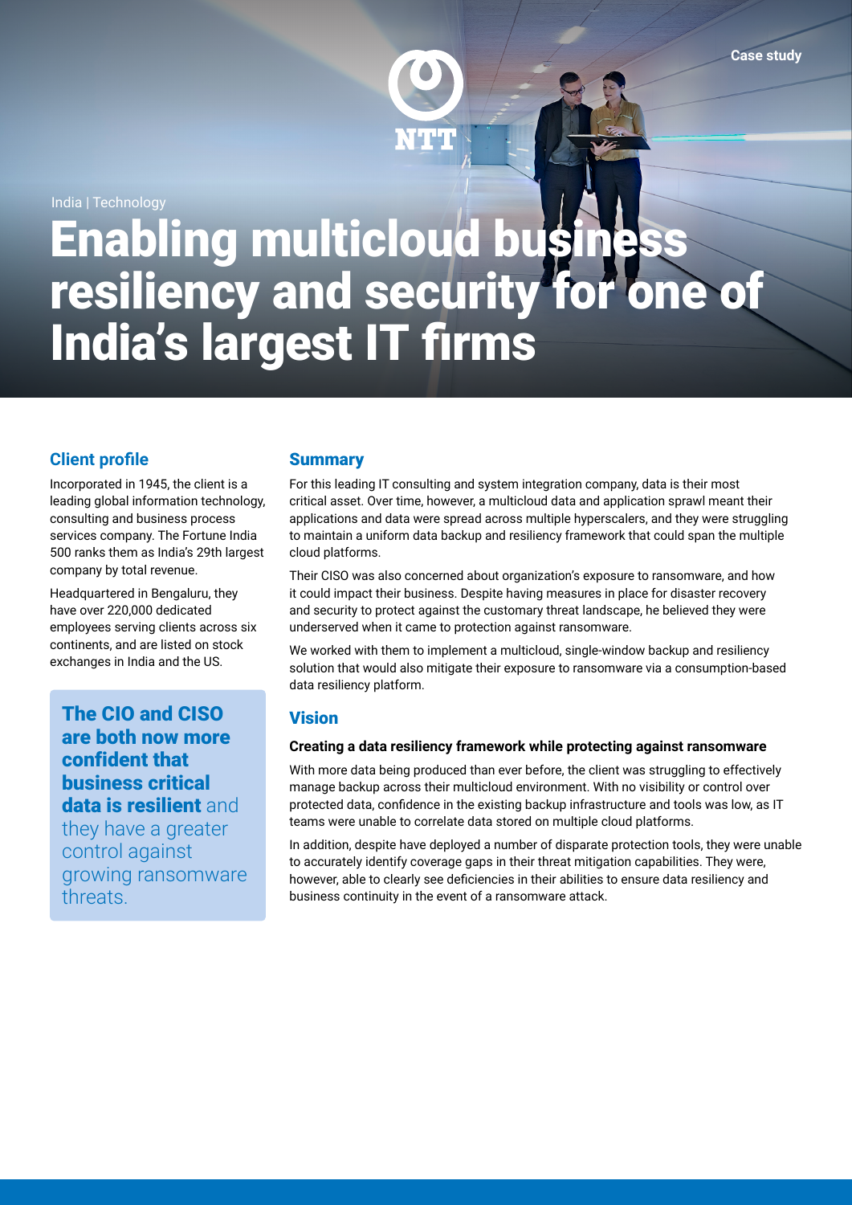Case study

India | Technology

# Enabling multicloud business resiliency and security for one of India's largest IT firms

## Client profile

Incorporated in 1945, the client is a leading global information technology, consulting and business process services company. The Fortune India 500 ranks them as India's 29th largest company by total revenue.

Headquartered in Bengaluru, they have over 220,000 dedicated employees serving clients across six continents, and are listed on stock exchanges in India and the US.

> **The CIO and CISO are both now more confident that business critical data is resilient** and they have a greater control against growing ransomware threats.

## Summary

For this leading IT consulting and system integration company, data is their most critical asset. Over time, however, a multicloud data and application sprawl meant their applications and data were spread across multiple hyperscalers, and they were struggling to maintain a uniform data backup and resiliency framework that could span the multiple cloud platforms.

Their CISO was also concerned about organization's exposure to ransomware, and how it could impact their business. Despite having measures in place for disaster recovery and security to protect against the customary threat landscape, he believed they were underserved when it came to protection against ransomware.

We worked with them to implement a multicloud, single-window backup and resiliency solution that would also mitigate their exposure to ransomware via a consumption-based data resiliency platform.

## Vision

### Creating a data resiliency framework while protecting against ransomware

With more data being produced than ever before, the client was struggling to effectively manage backup across their multicloud environment. With no visibility or control over protected data, confidence in the existing backup infrastructure and tools was low, as IT teams were unable to correlate data stored on multiple cloud platforms.

In addition, despite have deployed a number of disparate protection tools, they were unable to accurately identify coverage gaps in their threat mitigation capabilities. They were, however, able to clearly see deficiencies in their abilities to ensure data resiliency and business continuity in the event of a ransomware attack.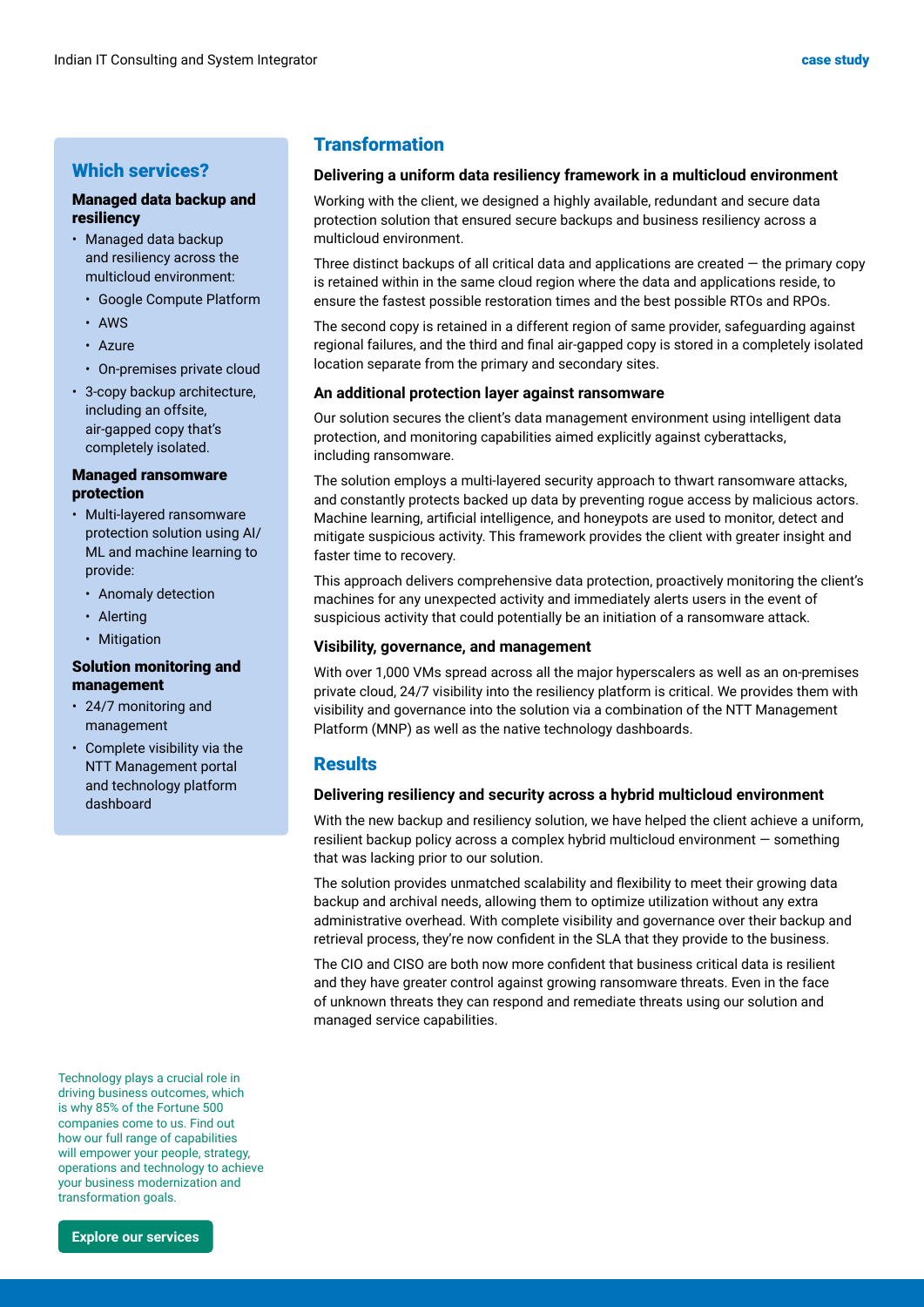## Which services?

### Managed data backup and resiliency

- Managed data backup and resiliency across the multicloud environment:
  - Google Compute Platform
  - AWS
  - Azure
  - On-premises private cloud
- 3-copy backup architecture, including an offsite, air-gapped copy that's completely isolated.

### Managed ransomware protection

- Multi-layered ransomware protection solution using AI/ML and machine learning to provide:
  - Anomaly detection
  - Alerting
  - Mitigation

### Solution monitoring and management

- 24/7 monitoring and management
- Complete visibility via the NTT Management portal and technology platform dashboard

## Transformation

### Delivering a uniform data resiliency framework in a multicloud environment

Working with the client, we designed a highly available, redundant and secure data protection solution that ensured secure backups and business resiliency across a multicloud environment.

Three distinct backups of all critical data and applications are created — the primary copy is retained within in the same cloud region where the data and applications reside, to ensure the fastest possible restoration times and the best possible RTOs and RPOs.

The second copy is retained in a different region of same provider, safeguarding against regional failures, and the third and final air-gapped copy is stored in a completely isolated location separate from the primary and secondary sites.

### An additional protection layer against ransomware

Our solution secures the client's data management environment using intelligent data protection, and monitoring capabilities aimed explicitly against cyberattacks, including ransomware.

The solution employs a multi-layered security approach to thwart ransomware attacks, and constantly protects backed up data by preventing rogue access by malicious actors. Machine learning, artificial intelligence, and honeypots are used to monitor, detect and mitigate suspicious activity. This framework provides the client with greater insight and faster time to recovery.

This approach delivers comprehensive data protection, proactively monitoring the client's machines for any unexpected activity and immediately alerts users in the event of suspicious activity that could potentially be an initiation of a ransomware attack.

### Visibility, governance, and management

With over 1,000 VMs spread across all the major hyperscalers as well as an on-premises private cloud, 24/7 visibility into the resiliency platform is critical. We provides them with visibility and governance into the solution via a combination of the NTT Management Platform (MNP) as well as the native technology dashboards.

## Results

### Delivering resiliency and security across a hybrid multicloud environment

With the new backup and resiliency solution, we have helped the client achieve a uniform, resilient backup policy across a complex hybrid multicloud environment — something that was lacking prior to our solution.

The solution provides unmatched scalability and flexibility to meet their growing data backup and archival needs, allowing them to optimize utilization without any extra administrative overhead. With complete visibility and governance over their backup and retrieval process, they're now confident in the SLA that they provide to the business.

The CIO and CISO are both now more confident that business critical data is resilient and they have greater control against growing ransomware threats. Even in the face of unknown threats they can respond and remediate threats using our solution and managed service capabilities.

Technology plays a crucial role in driving business outcomes, which is why 85% of the Fortune 500 companies come to us. Find out how our full range of capabilities will empower your people, strategy, operations and technology to achieve your business modernization and transformation goals.

**Explore our services**